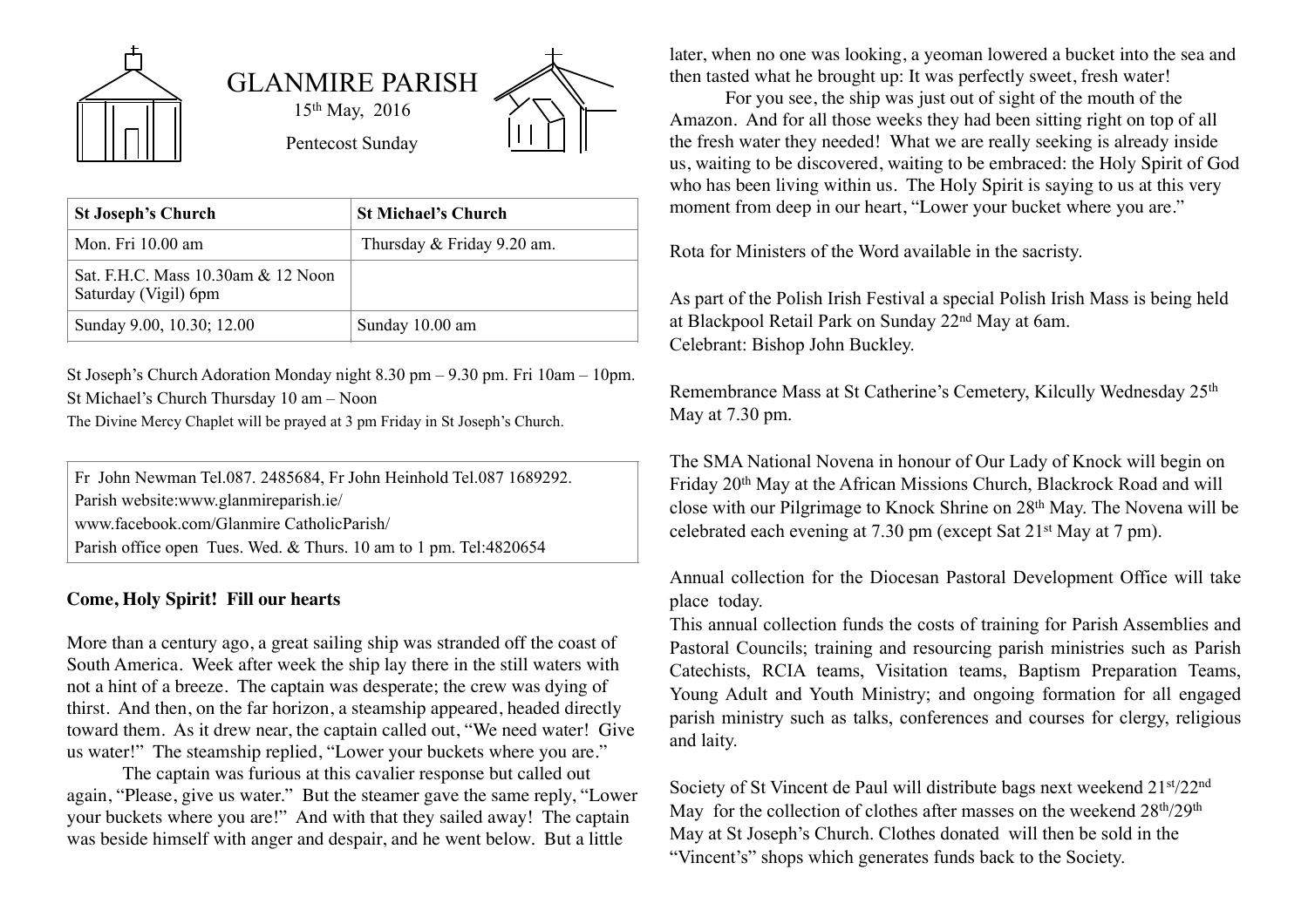# GLANMIRE PARISH

15th May, 2016

Pentecost Sunday

| St Joseph's Church | St Michael's Church |
|---|---|
| Mon. Fri 10.00 am | Thursday & Friday 9.20 am. |
| Sat. F.H.C. Mass 10.30am & 12 Noon Saturday (Vigil) 6pm | |
| Sunday 9.00, 10.30; 12.00 | Sunday 10.00 am |

St Joseph's Church Adoration Monday night 8.30 pm – 9.30 pm. Fri 10am – 10pm.
St Michael's Church Thursday 10 am – Noon
The Divine Mercy Chaplet will be prayed at 3 pm Friday in St Joseph's Church.

Fr John Newman Tel.087. 2485684, Fr John Heinhold Tel.087 1689292.
Parish website:www.glanmireparish.ie/
www.facebook.com/Glanmire CatholicParish/
Parish office open Tues. Wed. & Thurs. 10 am to 1 pm. Tel:4820654

**Come, Holy Spirit! Fill our hearts**

More than a century ago, a great sailing ship was stranded off the coast of South America. Week after week the ship lay there in the still waters with not a hint of a breeze. The captain was desperate; the crew was dying of thirst. And then, on the far horizon, a steamship appeared, headed directly toward them. As it drew near, the captain called out, "We need water! Give us water!" The steamship replied, "Lower your buckets where you are."

The captain was furious at this cavalier response but called out again, "Please, give us water." But the steamer gave the same reply, "Lower your buckets where you are!" And with that they sailed away! The captain was beside himself with anger and despair, and he went below. But a little later, when no one was looking, a yeoman lowered a bucket into the sea and then tasted what he brought up: It was perfectly sweet, fresh water!

For you see, the ship was just out of sight of the mouth of the Amazon. And for all those weeks they had been sitting right on top of all the fresh water they needed! What we are really seeking is already inside us, waiting to be discovered, waiting to be embraced: the Holy Spirit of God who has been living within us. The Holy Spirit is saying to us at this very moment from deep in our heart, "Lower your bucket where you are."

Rota for Ministers of the Word available in the sacristy.

As part of the Polish Irish Festival a special Polish Irish Mass is being held at Blackpool Retail Park on Sunday 22nd May at 6am.
Celebrant: Bishop John Buckley.

Remembrance Mass at St Catherine's Cemetery, Kilcully Wednesday 25th May at 7.30 pm.

The SMA National Novena in honour of Our Lady of Knock will begin on Friday 20th May at the African Missions Church, Blackrock Road and will close with our Pilgrimage to Knock Shrine on 28th May. The Novena will be celebrated each evening at 7.30 pm (except Sat 21st May at 7 pm).

Annual collection for the Diocesan Pastoral Development Office will take place today.
This annual collection funds the costs of training for Parish Assemblies and Pastoral Councils; training and resourcing parish ministries such as Parish Catechists, RCIA teams, Visitation teams, Baptism Preparation Teams, Young Adult and Youth Ministry; and ongoing formation for all engaged parish ministry such as talks, conferences and courses for clergy, religious and laity.

Society of St Vincent de Paul will distribute bags next weekend 21st/22nd May for the collection of clothes after masses on the weekend 28th/29th May at St Joseph's Church. Clothes donated will then be sold in the "Vincent's" shops which generates funds back to the Society.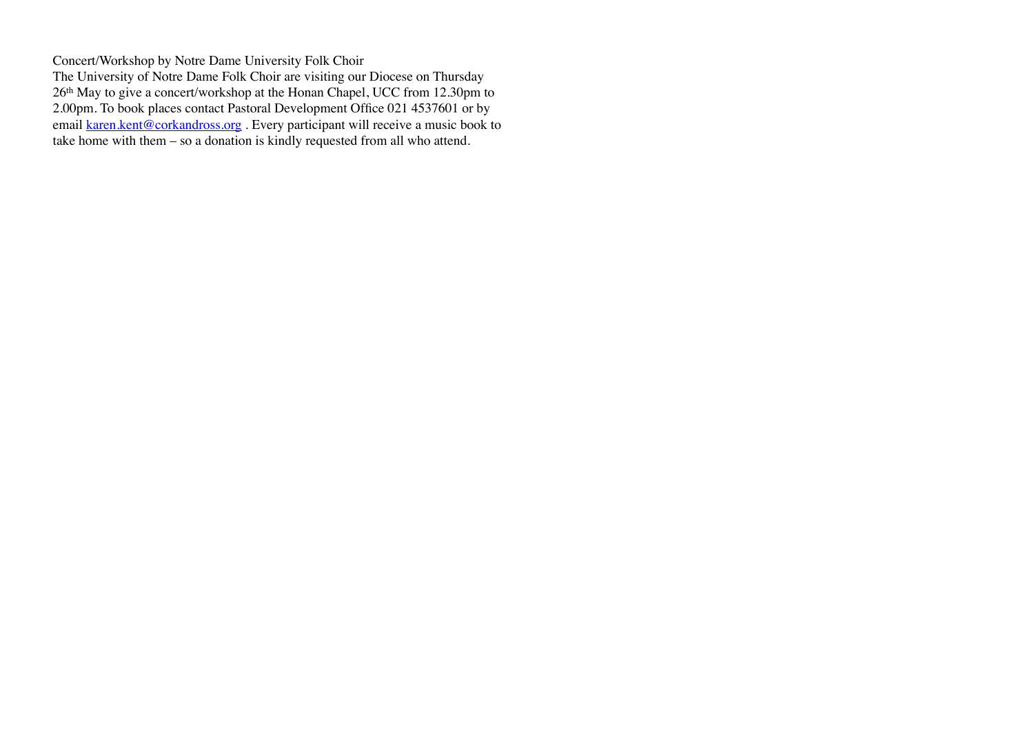Concert/Workshop by Notre Dame University Folk Choir

The University of Notre Dame Folk Choir are visiting our Diocese on Thursday 26th May to give a concert/workshop at the Honan Chapel, UCC from 12.30pm to 2.00pm. To book places contact Pastoral Development Office 021 4537601 or by email karen.kent@corkandross.org . Every participant will receive a music book to take home with them – so a donation is kindly requested from all who attend.